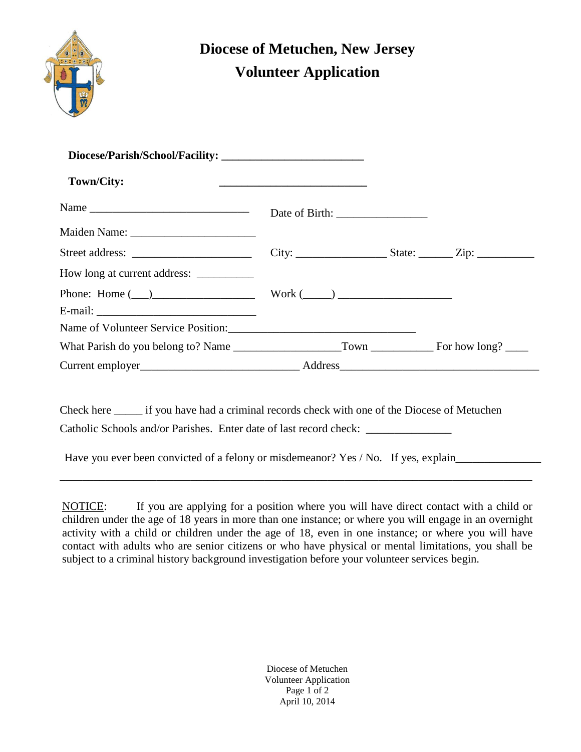# Diocese of Metuchen, New Jersey
# Volunteer Application

**Diocese/Parish/School/Facility: ________________________**

**Town/City: ________________________**

Name ____________________________ Date of Birth: ________________

Maiden Name: ______________________

Street address: _____________________ City: ________________ State: ______ Zip: __________

How long at current address: __________

Phone: Home (___)_________________ Work (_____) ___________________

E-mail: ____________________________

Name of Volunteer Service Position:________________________________

What Parish do you belong to? Name __________________Town ___________ For how long? ____

Current employer___________________________ Address__________________________________

Check here _____ if you have had a criminal records check with one of the Diocese of Metuchen Catholic Schools and/or Parishes. Enter date of last record check: _______________

Have you ever been convicted of a felony or misdemeanor? Yes / No. If yes, explain_______________

_________________________________________________________________________________

NOTICE: If you are applying for a position where you will have direct contact with a child or children under the age of 18 years in more than one instance; or where you will engage in an overnight activity with a child or children under the age of 18, even in one instance; or where you will have contact with adults who are senior citizens or who have physical or mental limitations, you shall be subject to a criminal history background investigation before your volunteer services begin.

Diocese of Metuchen
Volunteer Application
April 10, 2014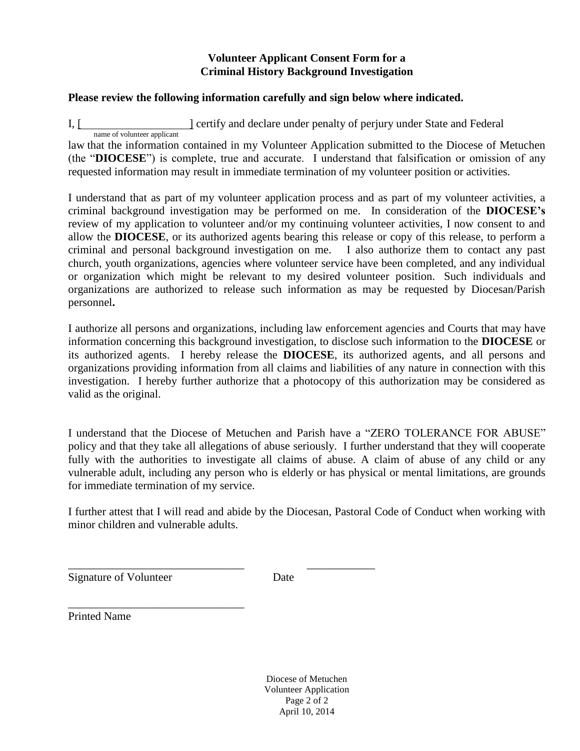**Volunteer Applicant Consent Form for a**
**Criminal History Background Investigation**

**Please review the following information carefully and sign below where indicated.**

I, [____________________] certify and declare under penalty of perjury under State and Federal
name of volunteer applicant

law that the information contained in my Volunteer Application submitted to the Diocese of Metuchen (the "**DIOCESE**") is complete, true and accurate. I understand that falsification or omission of any requested information may result in immediate termination of my volunteer position or activities.

I understand that as part of my volunteer application process and as part of my volunteer activities, a criminal background investigation may be performed on me. In consideration of the **DIOCESE's** review of my application to volunteer and/or my continuing volunteer activities, I now consent to and allow the **DIOCESE**, or its authorized agents bearing this release or copy of this release, to perform a criminal and personal background investigation on me. I also authorize them to contact any past church, youth organizations, agencies where volunteer service have been completed, and any individual or organization which might be relevant to my desired volunteer position. Such individuals and organizations are authorized to release such information as may be requested by Diocesan/Parish personnel**.**

I authorize all persons and organizations, including law enforcement agencies and Courts that may have information concerning this background investigation, to disclose such information to the **DIOCESE** or its authorized agents. I hereby release the **DIOCESE**, its authorized agents, and all persons and organizations providing information from all claims and liabilities of any nature in connection with this investigation. I hereby further authorize that a photocopy of this authorization may be considered as valid as the original.

I understand that the Diocese of Metuchen and Parish have a "ZERO TOLERANCE FOR ABUSE" policy and that they take all allegations of abuse seriously. I further understand that they will cooperate fully with the authorities to investigate all claims of abuse. A claim of abuse of any child or any vulnerable adult, including any person who is elderly or has physical or mental limitations, are grounds for immediate termination of my service.

I further attest that I will read and abide by the Diocesan, Pastoral Code of Conduct when working with minor children and vulnerable adults.

________________________________ ____________
Signature of Volunteer Date

________________________________
Printed Name

Diocese of Metuchen
Volunteer Application
April 10, 2014